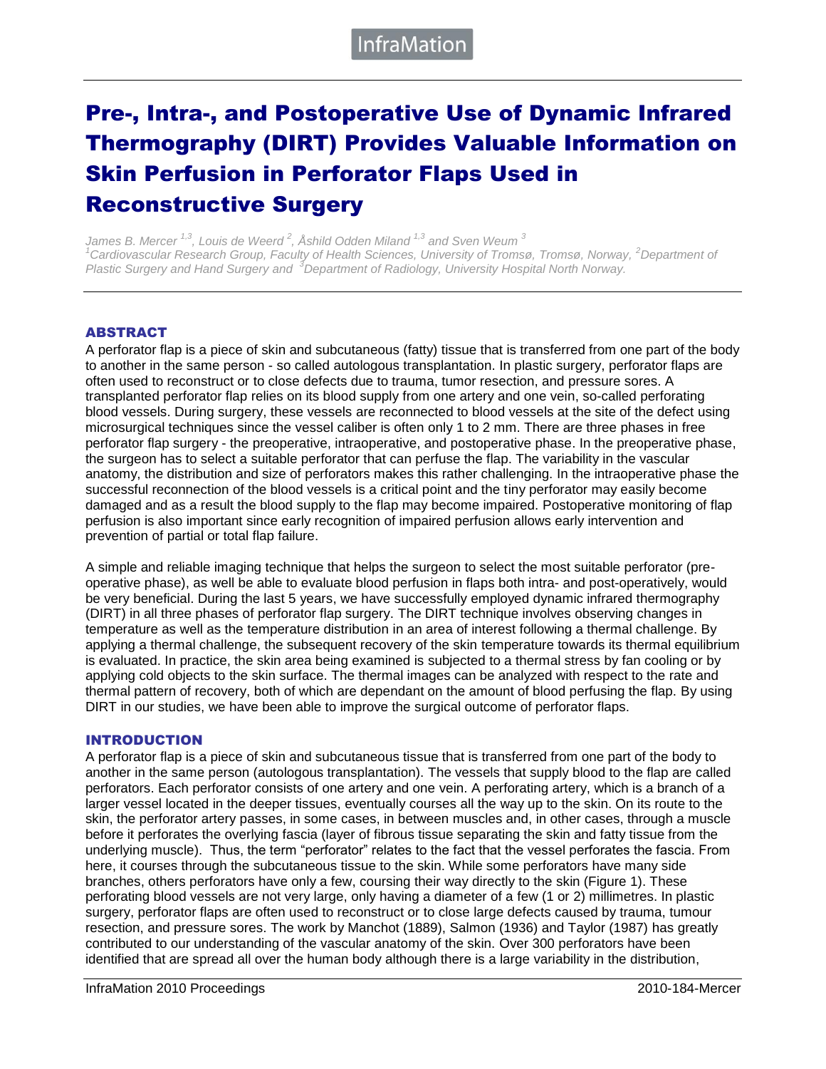# Pre-, Intra-, and Postoperative Use of Dynamic Infrared Thermography (DIRT) Provides Valuable Information on Skin Perfusion in Perforator Flaps Used in Reconstructive Surgery

*James B. Mercer [1,3], Louis de Weerd [2], Åshild Odden Miland [1,3] and Sven Weum [3]*
*[1]Cardiovascular Research Group, Faculty of Health Sciences, University of Tromsø, Tromsø, Norway, [2]Department of Plastic Surgery and Hand Surgery and [3]Department of Radiology, University Hospital North Norway.*

## ABSTRACT

A perforator flap is a piece of skin and subcutaneous (fatty) tissue that is transferred from one part of the body to another in the same person - so called autologous transplantation. In plastic surgery, perforator flaps are often used to reconstruct or to close defects due to trauma, tumor resection, and pressure sores. A transplanted perforator flap relies on its blood supply from one artery and one vein, so-called perforating blood vessels. During surgery, these vessels are reconnected to blood vessels at the site of the defect using microsurgical techniques since the vessel caliber is often only 1 to 2 mm. There are three phases in free perforator flap surgery - the preoperative, intraoperative, and postoperative phase. In the preoperative phase, the surgeon has to select a suitable perforator that can perfuse the flap. The variability in the vascular anatomy, the distribution and size of perforators makes this rather challenging. In the intraoperative phase the successful reconnection of the blood vessels is a critical point and the tiny perforator may easily become damaged and as a result the blood supply to the flap may become impaired. Postoperative monitoring of flap perfusion is also important since early recognition of impaired perfusion allows early intervention and prevention of partial or total flap failure.

A simple and reliable imaging technique that helps the surgeon to select the most suitable perforator (pre-operative phase), as well be able to evaluate blood perfusion in flaps both intra- and post-operatively, would be very beneficial. During the last 5 years, we have successfully employed dynamic infrared thermography (DIRT) in all three phases of perforator flap surgery. The DIRT technique involves observing changes in temperature as well as the temperature distribution in an area of interest following a thermal challenge. By applying a thermal challenge, the subsequent recovery of the skin temperature towards its thermal equilibrium is evaluated. In practice, the skin area being examined is subjected to a thermal stress by fan cooling or by applying cold objects to the skin surface. The thermal images can be analyzed with respect to the rate and thermal pattern of recovery, both of which are dependant on the amount of blood perfusing the flap. By using DIRT in our studies, we have been able to improve the surgical outcome of perforator flaps.

## INTRODUCTION

A perforator flap is a piece of skin and subcutaneous tissue that is transferred from one part of the body to another in the same person (autologous transplantation). The vessels that supply blood to the flap are called perforators. Each perforator consists of one artery and one vein. A perforating artery, which is a branch of a larger vessel located in the deeper tissues, eventually courses all the way up to the skin. On its route to the skin, the perforator artery passes, in some cases, in between muscles and, in other cases, through a muscle before it perforates the overlying fascia (layer of fibrous tissue separating the skin and fatty tissue from the underlying muscle). Thus, the term "perforator" relates to the fact that the vessel perforates the fascia. From here, it courses through the subcutaneous tissue to the skin. While some perforators have many side branches, others perforators have only a few, coursing their way directly to the skin (Figure 1). These perforating blood vessels are not very large, only having a diameter of a few (1 or 2) millimetres. In plastic surgery, perforator flaps are often used to reconstruct or to close large defects caused by trauma, tumour resection, and pressure sores. The work by Manchot (1889), Salmon (1936) and Taylor (1987) has greatly contributed to our understanding of the vascular anatomy of the skin. Over 300 perforators have been identified that are spread all over the human body although there is a large variability in the distribution,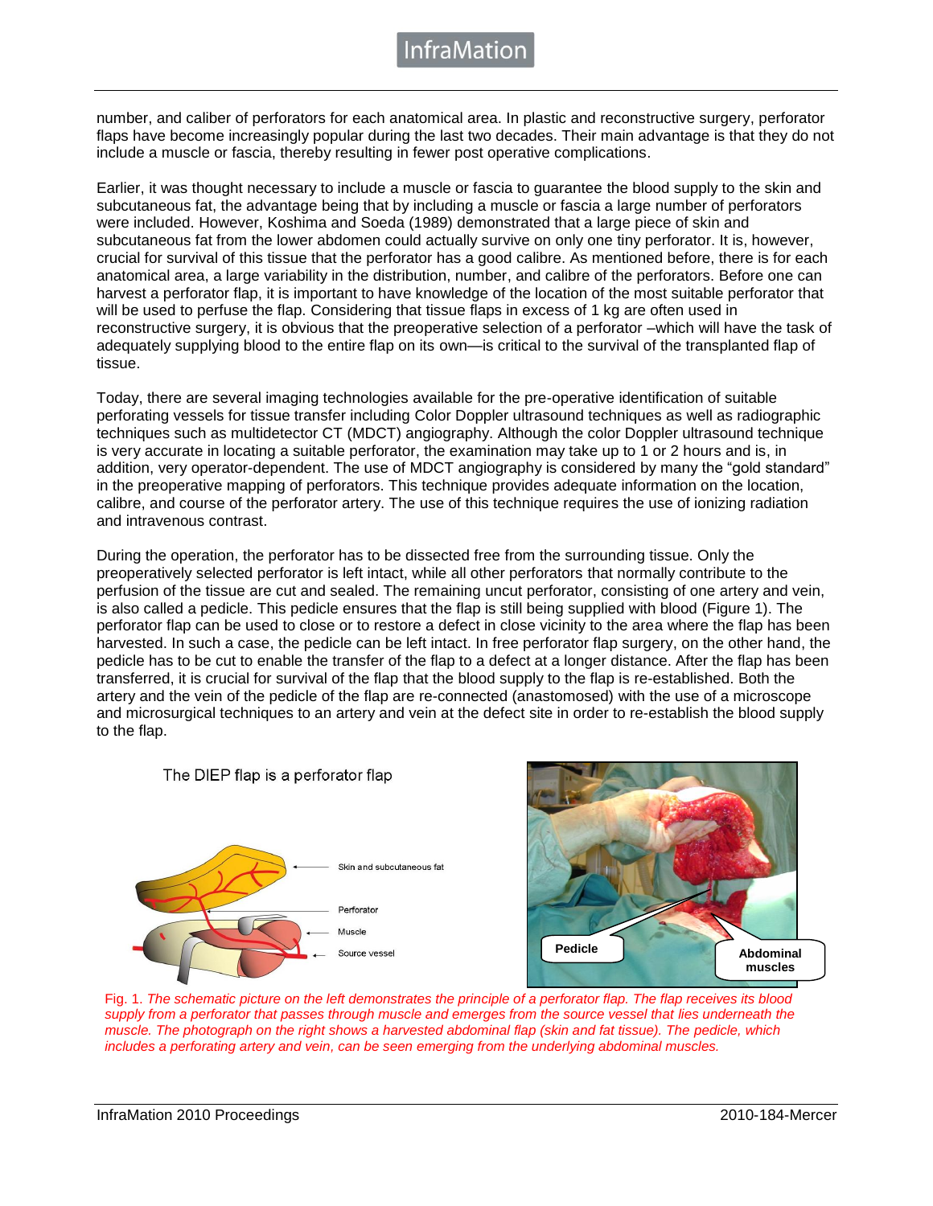number, and caliber of perforators for each anatomical area. In plastic and reconstructive surgery, perforator flaps have become increasingly popular during the last two decades. Their main advantage is that they do not include a muscle or fascia, thereby resulting in fewer post operative complications.

Earlier, it was thought necessary to include a muscle or fascia to guarantee the blood supply to the skin and subcutaneous fat, the advantage being that by including a muscle or fascia a large number of perforators were included. However, Koshima and Soeda (1989) demonstrated that a large piece of skin and subcutaneous fat from the lower abdomen could actually survive on only one tiny perforator. It is, however, crucial for survival of this tissue that the perforator has a good calibre. As mentioned before, there is for each anatomical area, a large variability in the distribution, number, and calibre of the perforators. Before one can harvest a perforator flap, it is important to have knowledge of the location of the most suitable perforator that will be used to perfuse the flap. Considering that tissue flaps in excess of 1 kg are often used in reconstructive surgery, it is obvious that the preoperative selection of a perforator –which will have the task of adequately supplying blood to the entire flap on its own—is critical to the survival of the transplanted flap of tissue.

Today, there are several imaging technologies available for the pre-operative identification of suitable perforating vessels for tissue transfer including Color Doppler ultrasound techniques as well as radiographic techniques such as multidetector CT (MDCT) angiography. Although the color Doppler ultrasound technique is very accurate in locating a suitable perforator, the examination may take up to 1 or 2 hours and is, in addition, very operator-dependent. The use of MDCT angiography is considered by many the "gold standard" in the preoperative mapping of perforators. This technique provides adequate information on the location, calibre, and course of the perforator artery. The use of this technique requires the use of ionizing radiation and intravenous contrast.

During the operation, the perforator has to be dissected free from the surrounding tissue. Only the preoperatively selected perforator is left intact, while all other perforators that normally contribute to the perfusion of the tissue are cut and sealed. The remaining uncut perforator, consisting of one artery and vein, is also called a pedicle. This pedicle ensures that the flap is still being supplied with blood (Figure 1). The perforator flap can be used to close or to restore a defect in close vicinity to the area where the flap has been harvested. In such a case, the pedicle can be left intact. In free perforator flap surgery, on the other hand, the pedicle has to be cut to enable the transfer of the flap to a defect at a longer distance. After the flap has been transferred, it is crucial for survival of the flap that the blood supply to the flap is re-established. Both the artery and the vein of the pedicle of the flap are re-connected (anastomosed) with the use of a microscope and microsurgical techniques to an artery and vein at the defect site in order to re-establish the blood supply to the flap.

Fig. 1. *The schematic picture on the left demonstrates the principle of a perforator flap. The flap receives its blood supply from a perforator that passes through muscle and emerges from the source vessel that lies underneath the muscle. The photograph on the right shows a harvested abdominal flap (skin and fat tissue). The pedicle, which includes a perforating artery and vein, can be seen emerging from the underlying abdominal muscles.*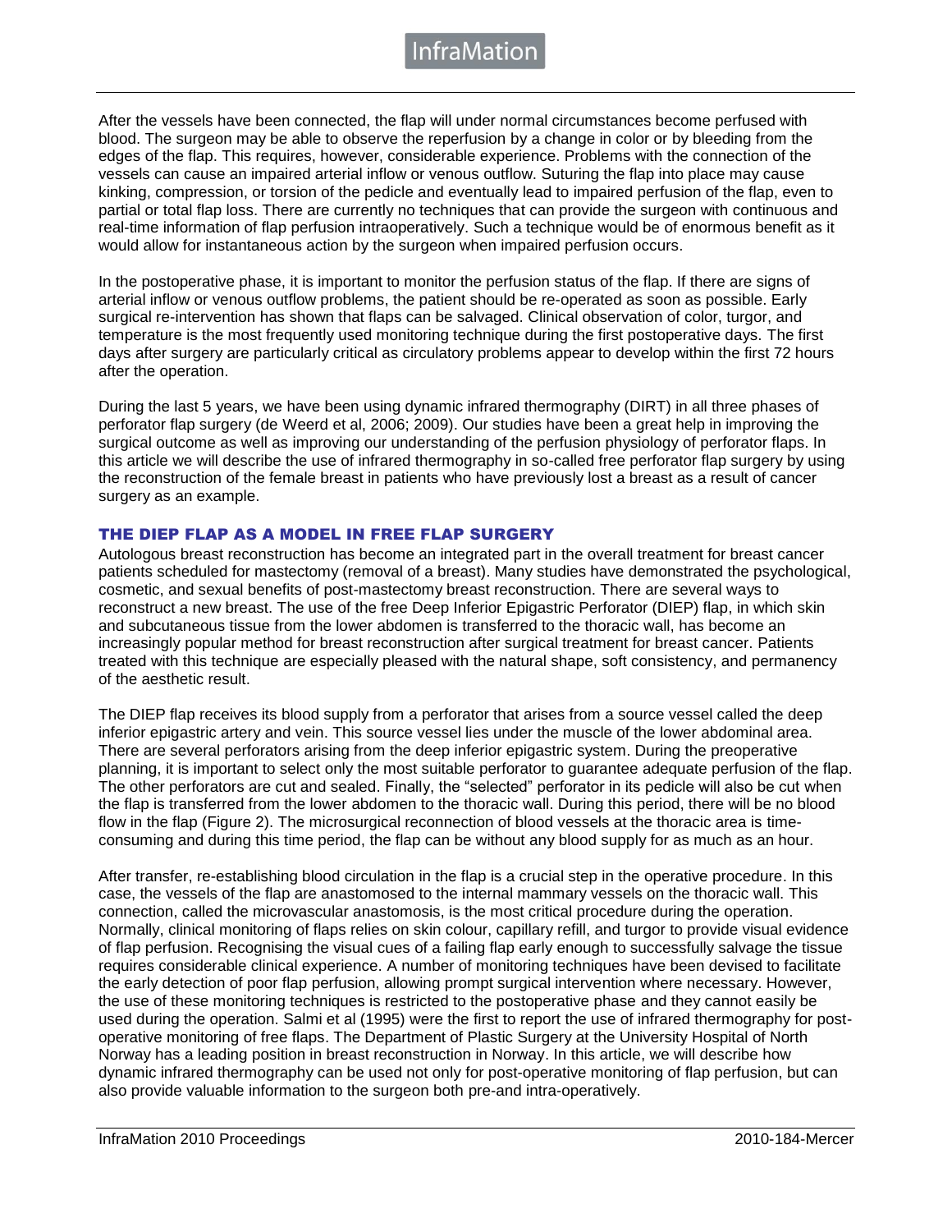After the vessels have been connected, the flap will under normal circumstances become perfused with blood. The surgeon may be able to observe the reperfusion by a change in color or by bleeding from the edges of the flap. This requires, however, considerable experience. Problems with the connection of the vessels can cause an impaired arterial inflow or venous outflow. Suturing the flap into place may cause kinking, compression, or torsion of the pedicle and eventually lead to impaired perfusion of the flap, even to partial or total flap loss. There are currently no techniques that can provide the surgeon with continuous and real-time information of flap perfusion intraoperatively. Such a technique would be of enormous benefit as it would allow for instantaneous action by the surgeon when impaired perfusion occurs.

In the postoperative phase, it is important to monitor the perfusion status of the flap. If there are signs of arterial inflow or venous outflow problems, the patient should be re-operated as soon as possible. Early surgical re-intervention has shown that flaps can be salvaged. Clinical observation of color, turgor, and temperature is the most frequently used monitoring technique during the first postoperative days. The first days after surgery are particularly critical as circulatory problems appear to develop within the first 72 hours after the operation.

During the last 5 years, we have been using dynamic infrared thermography (DIRT) in all three phases of perforator flap surgery (de Weerd et al, 2006; 2009). Our studies have been a great help in improving the surgical outcome as well as improving our understanding of the perfusion physiology of perforator flaps. In this article we will describe the use of infrared thermography in so-called free perforator flap surgery by using the reconstruction of the female breast in patients who have previously lost a breast as a result of cancer surgery as an example.

## THE DIEP FLAP AS A MODEL IN FREE FLAP SURGERY

Autologous breast reconstruction has become an integrated part in the overall treatment for breast cancer patients scheduled for mastectomy (removal of a breast). Many studies have demonstrated the psychological, cosmetic, and sexual benefits of post-mastectomy breast reconstruction. There are several ways to reconstruct a new breast. The use of the free Deep Inferior Epigastric Perforator (DIEP) flap, in which skin and subcutaneous tissue from the lower abdomen is transferred to the thoracic wall, has become an increasingly popular method for breast reconstruction after surgical treatment for breast cancer. Patients treated with this technique are especially pleased with the natural shape, soft consistency, and permanency of the aesthetic result.

The DIEP flap receives its blood supply from a perforator that arises from a source vessel called the deep inferior epigastric artery and vein. This source vessel lies under the muscle of the lower abdominal area. There are several perforators arising from the deep inferior epigastric system. During the preoperative planning, it is important to select only the most suitable perforator to guarantee adequate perfusion of the flap. The other perforators are cut and sealed. Finally, the "selected" perforator in its pedicle will also be cut when the flap is transferred from the lower abdomen to the thoracic wall. During this period, there will be no blood flow in the flap (Figure 2). The microsurgical reconnection of blood vessels at the thoracic area is time-consuming and during this time period, the flap can be without any blood supply for as much as an hour.

After transfer, re-establishing blood circulation in the flap is a crucial step in the operative procedure. In this case, the vessels of the flap are anastomosed to the internal mammary vessels on the thoracic wall. This connection, called the microvascular anastomosis, is the most critical procedure during the operation. Normally, clinical monitoring of flaps relies on skin colour, capillary refill, and turgor to provide visual evidence of flap perfusion. Recognising the visual cues of a failing flap early enough to successfully salvage the tissue requires considerable clinical experience. A number of monitoring techniques have been devised to facilitate the early detection of poor flap perfusion, allowing prompt surgical intervention where necessary. However, the use of these monitoring techniques is restricted to the postoperative phase and they cannot easily be used during the operation. Salmi et al (1995) were the first to report the use of infrared thermography for post-operative monitoring of free flaps. The Department of Plastic Surgery at the University Hospital of North Norway has a leading position in breast reconstruction in Norway. In this article, we will describe how dynamic infrared thermography can be used not only for post-operative monitoring of flap perfusion, but can also provide valuable information to the surgeon both pre-and intra-operatively.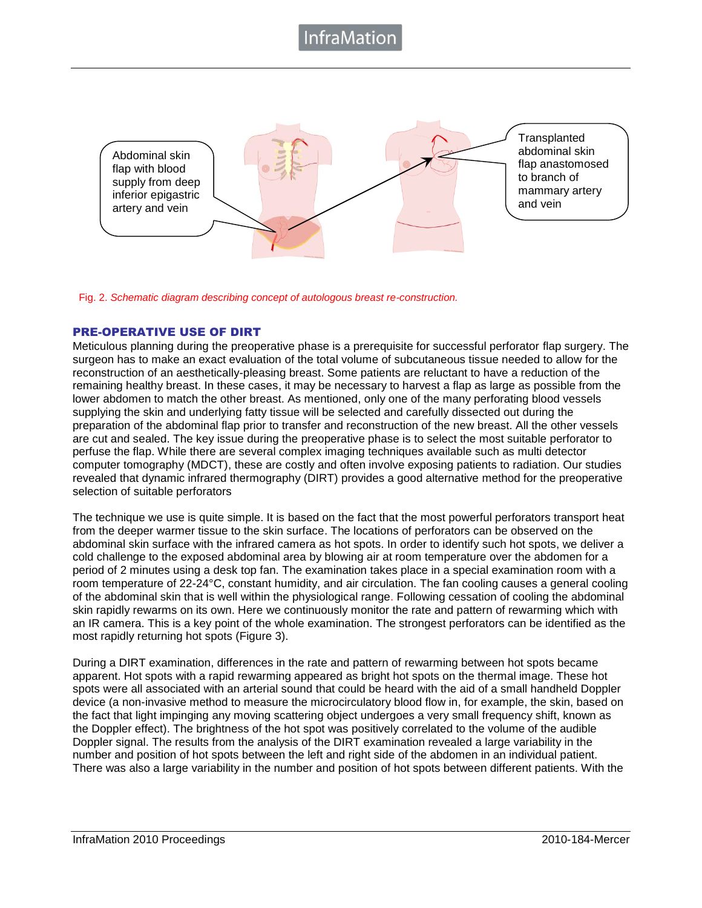Abdominal skin flap with blood supply from deep inferior epigastric artery and vein

Transplanted abdominal skin flap anastomosed to branch of mammary artery and vein

Fig. 2. *Schematic diagram describing concept of autologous breast re-construction.*

## PRE-OPERATIVE USE OF DIRT

Meticulous planning during the preoperative phase is a prerequisite for successful perforator flap surgery. The surgeon has to make an exact evaluation of the total volume of subcutaneous tissue needed to allow for the reconstruction of an aesthetically-pleasing breast. Some patients are reluctant to have a reduction of the remaining healthy breast. In these cases, it may be necessary to harvest a flap as large as possible from the lower abdomen to match the other breast. As mentioned, only one of the many perforating blood vessels supplying the skin and underlying fatty tissue will be selected and carefully dissected out during the preparation of the abdominal flap prior to transfer and reconstruction of the new breast. All the other vessels are cut and sealed. The key issue during the preoperative phase is to select the most suitable perforator to perfuse the flap. While there are several complex imaging techniques available such as multi detector computer tomography (MDCT), these are costly and often involve exposing patients to radiation. Our studies revealed that dynamic infrared thermography (DIRT) provides a good alternative method for the preoperative selection of suitable perforators

The technique we use is quite simple. It is based on the fact that the most powerful perforators transport heat from the deeper warmer tissue to the skin surface. The locations of perforators can be observed on the abdominal skin surface with the infrared camera as hot spots. In order to identify such hot spots, we deliver a cold challenge to the exposed abdominal area by blowing air at room temperature over the abdomen for a period of 2 minutes using a desk top fan. The examination takes place in a special examination room with a room temperature of 22-24°C, constant humidity, and air circulation. The fan cooling causes a general cooling of the abdominal skin that is well within the physiological range. Following cessation of cooling the abdominal skin rapidly rewarms on its own. Here we continuously monitor the rate and pattern of rewarming which with an IR camera. This is a key point of the whole examination. The strongest perforators can be identified as the most rapidly returning hot spots (Figure 3).

During a DIRT examination, differences in the rate and pattern of rewarming between hot spots became apparent. Hot spots with a rapid rewarming appeared as bright hot spots on the thermal image. These hot spots were all associated with an arterial sound that could be heard with the aid of a small handheld Doppler device (a non-invasive method to measure the microcirculatory blood flow in, for example, the skin, based on the fact that light impinging any moving scattering object undergoes a very small frequency shift, known as the Doppler effect). The brightness of the hot spot was positively correlated to the volume of the audible Doppler signal. The results from the analysis of the DIRT examination revealed a large variability in the number and position of hot spots between the left and right side of the abdomen in an individual patient. There was also a large variability in the number and position of hot spots between different patients. With the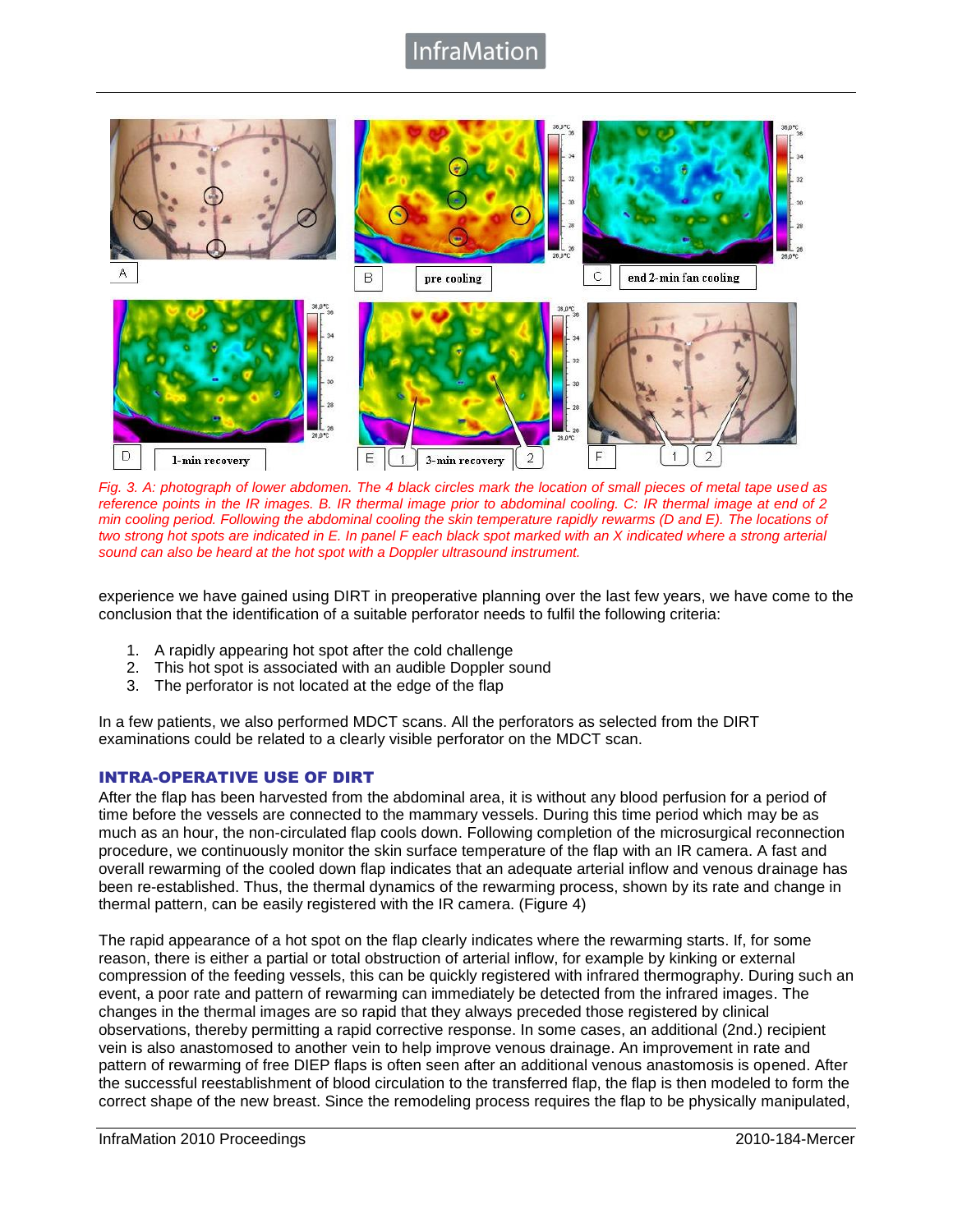*Fig. 3. A: photograph of lower abdomen. The 4 black circles mark the location of small pieces of metal tape used as reference points in the IR images. B. IR thermal image prior to abdominal cooling. C: IR thermal image at end of 2 min cooling period. Following the abdominal cooling the skin temperature rapidly rewarms (D and E). The locations of two strong hot spots are indicated in E. In panel F each black spot marked with an X indicated where a strong arterial sound can also be heard at the hot spot with a Doppler ultrasound instrument.*

experience we have gained using DIRT in preoperative planning over the last few years, we have come to the conclusion that the identification of a suitable perforator needs to fulfil the following criteria:

1. A rapidly appearing hot spot after the cold challenge
2. This hot spot is associated with an audible Doppler sound
3. The perforator is not located at the edge of the flap

In a few patients, we also performed MDCT scans. All the perforators as selected from the DIRT examinations could be related to a clearly visible perforator on the MDCT scan.

## INTRA-OPERATIVE USE OF DIRT

After the flap has been harvested from the abdominal area, it is without any blood perfusion for a period of time before the vessels are connected to the mammary vessels. During this time period which may be as much as an hour, the non-circulated flap cools down. Following completion of the microsurgical reconnection procedure, we continuously monitor the skin surface temperature of the flap with an IR camera. A fast and overall rewarming of the cooled down flap indicates that an adequate arterial inflow and venous drainage has been re-established. Thus, the thermal dynamics of the rewarming process, shown by its rate and change in thermal pattern, can be easily registered with the IR camera. (Figure 4)

The rapid appearance of a hot spot on the flap clearly indicates where the rewarming starts. If, for some reason, there is either a partial or total obstruction of arterial inflow, for example by kinking or external compression of the feeding vessels, this can be quickly registered with infrared thermography. During such an event, a poor rate and pattern of rewarming can immediately be detected from the infrared images. The changes in the thermal images are so rapid that they always preceded those registered by clinical observations, thereby permitting a rapid corrective response. In some cases, an additional (2nd.) recipient vein is also anastomosed to another vein to help improve venous drainage. An improvement in rate and pattern of rewarming of free DIEP flaps is often seen after an additional venous anastomosis is opened. After the successful reestablishment of blood circulation to the transferred flap, the flap is then modeled to form the correct shape of the new breast. Since the remodeling process requires the flap to be physically manipulated,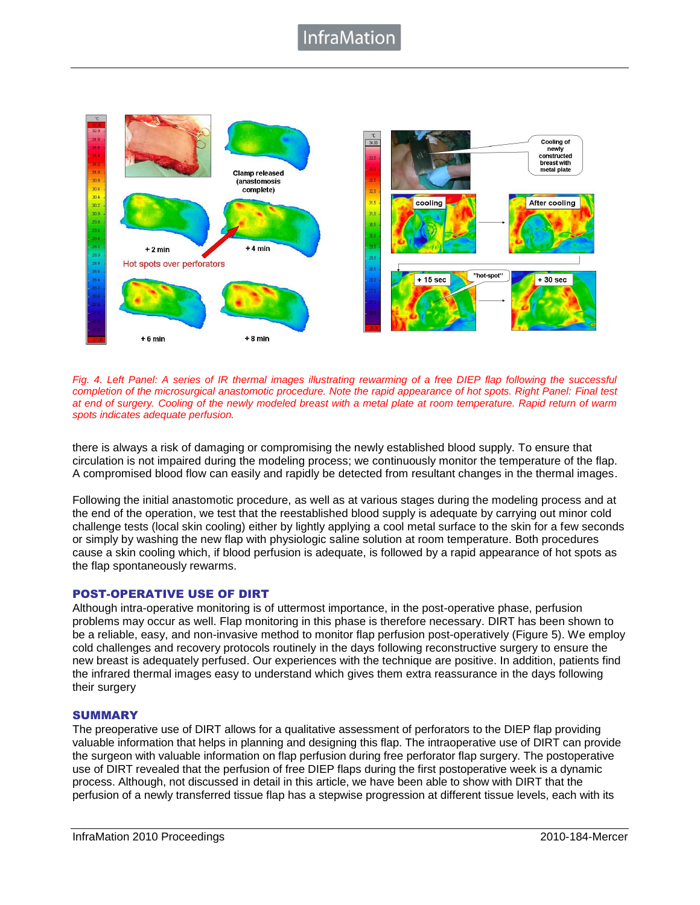*Fig. 4. Left Panel: A series of IR thermal images illustrating rewarming of a free DIEP flap following the successful completion of the microsurgical anastomotic procedure. Note the rapid appearance of hot spots. Right Panel: Final test at end of surgery. Cooling of the newly modeled breast with a metal plate at room temperature. Rapid return of warm spots indicates adequate perfusion.*

there is always a risk of damaging or compromising the newly established blood supply. To ensure that circulation is not impaired during the modeling process; we continuously monitor the temperature of the flap. A compromised blood flow can easily and rapidly be detected from resultant changes in the thermal images.

Following the initial anastomotic procedure, as well as at various stages during the modeling process and at the end of the operation, we test that the reestablished blood supply is adequate by carrying out minor cold challenge tests (local skin cooling) either by lightly applying a cool metal surface to the skin for a few seconds or simply by washing the new flap with physiologic saline solution at room temperature. Both procedures cause a skin cooling which, if blood perfusion is adequate, is followed by a rapid appearance of hot spots as the flap spontaneously rewarms.

## POST-OPERATIVE USE OF DIRT

Although intra-operative monitoring is of uttermost importance, in the post-operative phase, perfusion problems may occur as well. Flap monitoring in this phase is therefore necessary. DIRT has been shown to be a reliable, easy, and non-invasive method to monitor flap perfusion post-operatively (Figure 5). We employ cold challenges and recovery protocols routinely in the days following reconstructive surgery to ensure the new breast is adequately perfused. Our experiences with the technique are positive. In addition, patients find the infrared thermal images easy to understand which gives them extra reassurance in the days following their surgery

## SUMMARY

The preoperative use of DIRT allows for a qualitative assessment of perforators to the DIEP flap providing valuable information that helps in planning and designing this flap. The intraoperative use of DIRT can provide the surgeon with valuable information on flap perfusion during free perforator flap surgery. The postoperative use of DIRT revealed that the perfusion of free DIEP flaps during the first postoperative week is a dynamic process. Although, not discussed in detail in this article, we have been able to show with DIRT that the perfusion of a newly transferred tissue flap has a stepwise progression at different tissue levels, each with its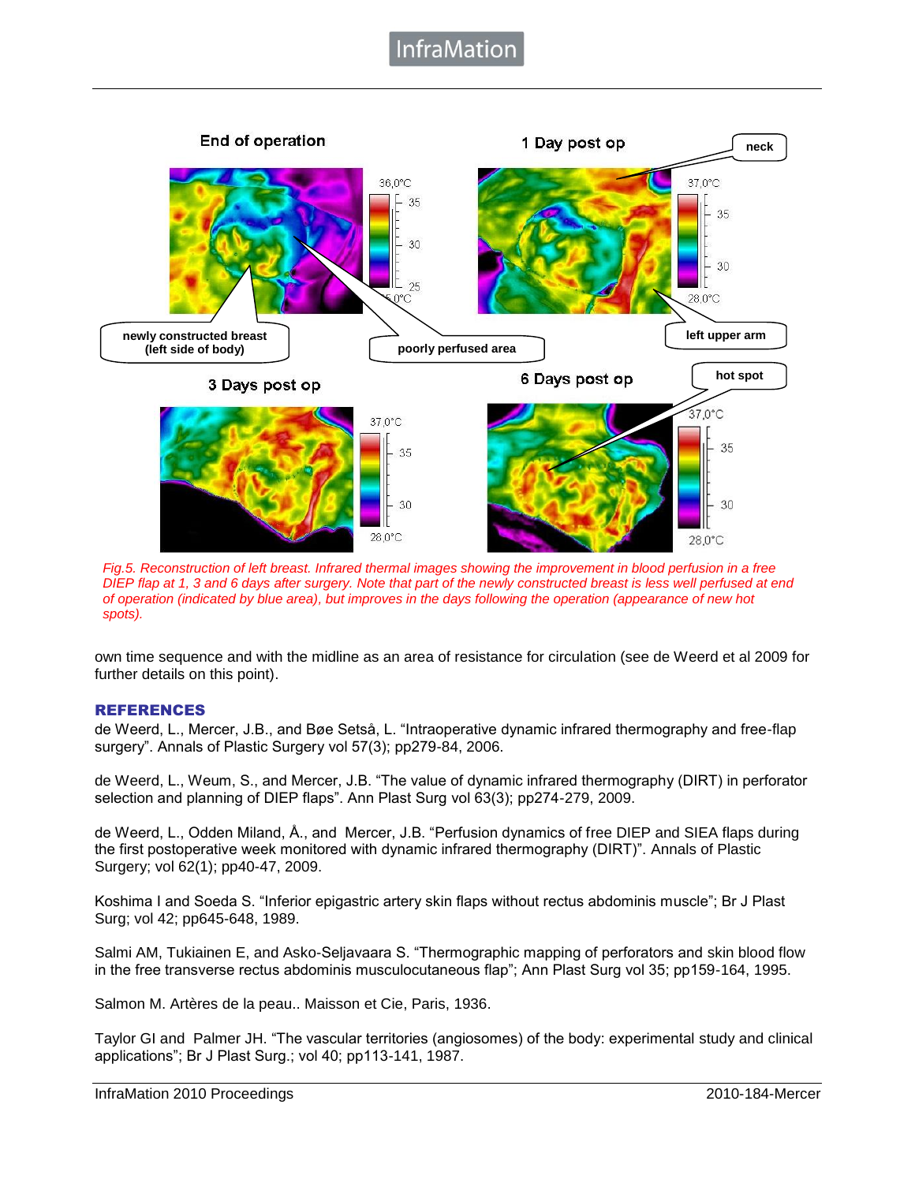*Fig.5. Reconstruction of left breast. Infrared thermal images showing the improvement in blood perfusion in a free DIEP flap at 1, 3 and 6 days after surgery. Note that part of the newly constructed breast is less well perfused at end of operation (indicated by blue area), but improves in the days following the operation (appearance of new hot spots).*

own time sequence and with the midline as an area of resistance for circulation (see de Weerd et al 2009 for further details on this point).

## REFERENCES

de Weerd, L., Mercer, J.B., and Bøe Setså, L. "Intraoperative dynamic infrared thermography and free-flap surgery". Annals of Plastic Surgery vol 57(3); pp279-84, 2006.

de Weerd, L., Weum, S., and Mercer, J.B. "The value of dynamic infrared thermography (DIRT) in perforator selection and planning of DIEP flaps". Ann Plast Surg vol 63(3); pp274-279, 2009.

de Weerd, L., Odden Miland, Å., and Mercer, J.B. "Perfusion dynamics of free DIEP and SIEA flaps during the first postoperative week monitored with dynamic infrared thermography (DIRT)". Annals of Plastic Surgery; vol 62(1); pp40-47, 2009.

Koshima I and Soeda S. "Inferior epigastric artery skin flaps without rectus abdominis muscle"; Br J Plast Surg; vol 42; pp645-648, 1989.

Salmi AM, Tukiainen E, and Asko-Seljavaara S. "Thermographic mapping of perforators and skin blood flow in the free transverse rectus abdominis musculocutaneous flap"; Ann Plast Surg vol 35; pp159-164, 1995.

Salmon M. Artères de la peau.. Maisson et Cie, Paris, 1936.

Taylor GI and Palmer JH. "The vascular territories (angiosomes) of the body: experimental study and clinical applications"; Br J Plast Surg.; vol 40; pp113-141, 1987.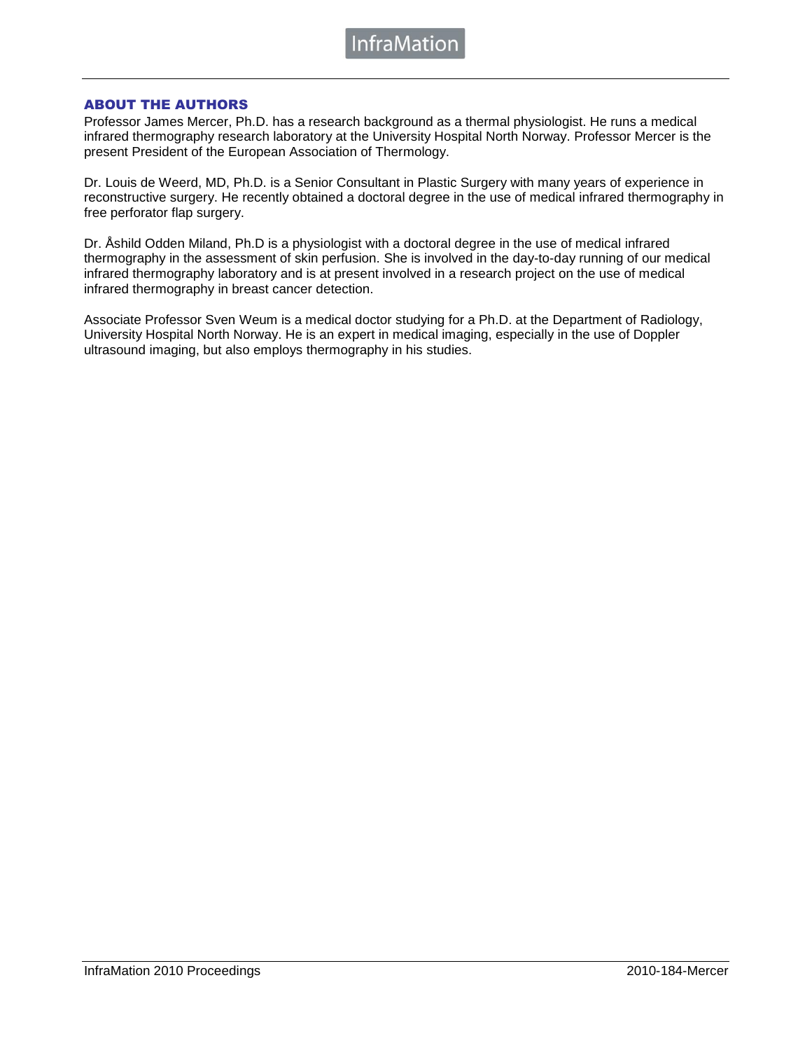## ABOUT THE AUTHORS

Professor James Mercer, Ph.D. has a research background as a thermal physiologist. He runs a medical infrared thermography research laboratory at the University Hospital North Norway. Professor Mercer is the present President of the European Association of Thermology.

Dr. Louis de Weerd, MD, Ph.D. is a Senior Consultant in Plastic Surgery with many years of experience in reconstructive surgery. He recently obtained a doctoral degree in the use of medical infrared thermography in free perforator flap surgery.

Dr. Åshild Odden Miland, Ph.D is a physiologist with a doctoral degree in the use of medical infrared thermography in the assessment of skin perfusion. She is involved in the day-to-day running of our medical infrared thermography laboratory and is at present involved in a research project on the use of medical infrared thermography in breast cancer detection.

Associate Professor Sven Weum is a medical doctor studying for a Ph.D. at the Department of Radiology, University Hospital North Norway. He is an expert in medical imaging, especially in the use of Doppler ultrasound imaging, but also employs thermography in his studies.